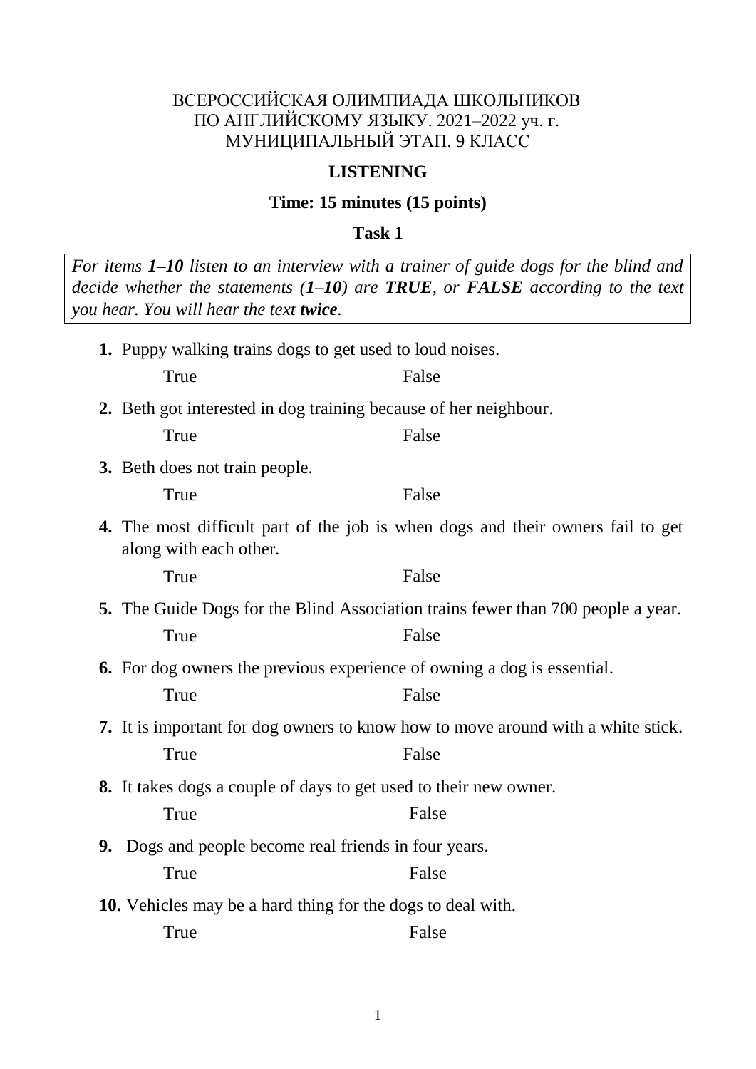ВСЕРОССИЙСКАЯ ОЛИМПИАДА ШКОЛЬНИКОВ
ПО АНГЛИЙСКОМУ ЯЗЫКУ. 2021–2022 уч. г.
МУНИЦИПАЛЬНЫЙ ЭТАП. 9 КЛАСС

## LISTENING

**Time: 15 minutes (15 points)**

### Task 1

*For items **1–10** listen to an interview with a trainer of guide dogs for the blind and decide whether the statements (**1–10**) are **TRUE**, or **FALSE** according to the text you hear. You will hear the text **twice**.*

**1.** Puppy walking trains dogs to get used to loud noises.

True False

**2.** Beth got interested in dog training because of her neighbour.

True False

**3.** Beth does not train people.

True False

**4.** The most difficult part of the job is when dogs and their owners fail to get along with each other.

True False

**5.** The Guide Dogs for the Blind Association trains fewer than 700 people a year.

True False

**6.** For dog owners the previous experience of owning a dog is essential.

True False

**7.** It is important for dog owners to know how to move around with a white stick.

True False

**8.** It takes dogs a couple of days to get used to their new owner.

True False

**9.** Dogs and people become real friends in four years.

True False

**10.** Vehicles may be a hard thing for the dogs to deal with.

True False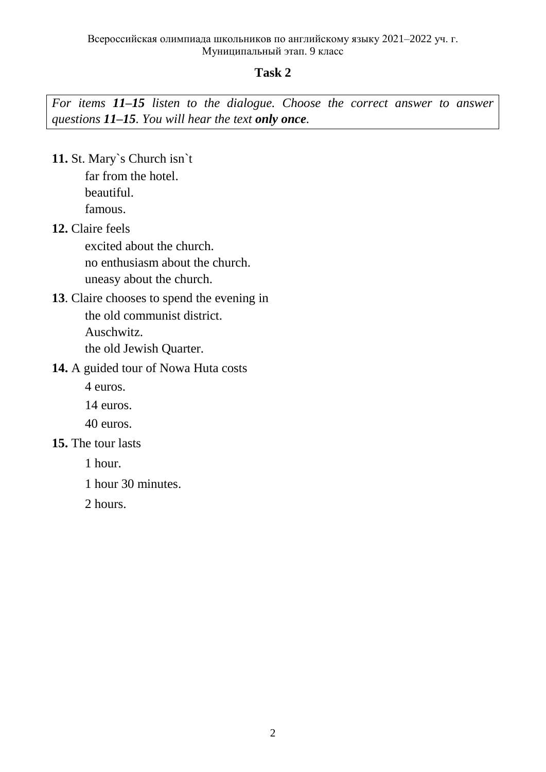## Task 2

*For items **11–15** listen to the dialogue. Choose the correct answer to answer questions **11–15**. You will hear the text **only once**.*

**11.** St. Mary`s Church isn`t

far from the hotel.
beautiful.
famous.

**12.** Claire feels

excited about the church.
no enthusiasm about the church.
uneasy about the church.

**13**. Claire chooses to spend the evening in

the old communist district.
Auschwitz.
the old Jewish Quarter.

**14.** A guided tour of Nowa Huta costs

4 euros.
14 euros.
40 euros.

**15.** The tour lasts

1 hour.
1 hour 30 minutes.
2 hours.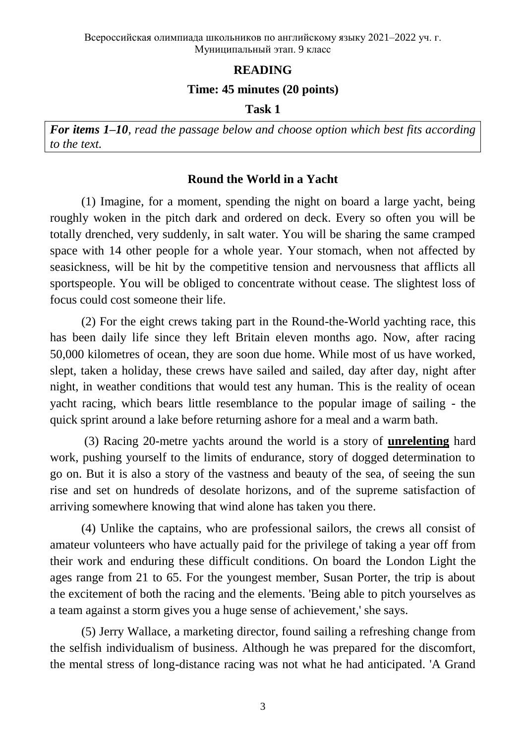Всероссийская олимпиада школьников по английскому языку 2021–2022 уч. г.
Муниципальный этап. 9 класс

## READING

**Time: 45 minutes (20 points)**

**Task 1**

***For items 1–10**, read the passage below and choose option which best fits according to the text.*

### Round the World in a Yacht

(1) Imagine, for a moment, spending the night on board a large yacht, being roughly woken in the pitch dark and ordered on deck. Every so often you will be totally drenched, very suddenly, in salt water. You will be sharing the same cramped space with 14 other people for a whole year. Your stomach, when not affected by seasickness, will be hit by the competitive tension and nervousness that afflicts all sportspeople. You will be obliged to concentrate without cease. The slightest loss of focus could cost someone their life.

(2) For the eight crews taking part in the Round-the-World yachting race, this has been daily life since they left Britain eleven months ago. Now, after racing 50,000 kilometres of ocean, they are soon due home. While most of us have worked, slept, taken a holiday, these crews have sailed and sailed, day after day, night after night, in weather conditions that would test any human. This is the reality of ocean yacht racing, which bears little resemblance to the popular image of sailing - the quick sprint around a lake before returning ashore for a meal and a warm bath.

(3) Racing 20-metre yachts around the world is a story of **unrelenting** hard work, pushing yourself to the limits of endurance, story of dogged determination to go on. But it is also a story of the vastness and beauty of the sea, of seeing the sun rise and set on hundreds of desolate horizons, and of the supreme satisfaction of arriving somewhere knowing that wind alone has taken you there.

(4) Unlike the captains, who are professional sailors, the crews all consist of amateur volunteers who have actually paid for the privilege of taking a year off from their work and enduring these difficult conditions. On board the London Light the ages range from 21 to 65. For the youngest member, Susan Porter, the trip is about the excitement of both the racing and the elements. 'Being able to pitch yourselves as a team against a storm gives you a huge sense of achievement,' she says.

(5) Jerry Wallace, a marketing director, found sailing a refreshing change from the selfish individualism of business. Although he was prepared for the discomfort, the mental stress of long-distance racing was not what he had anticipated. 'A Grand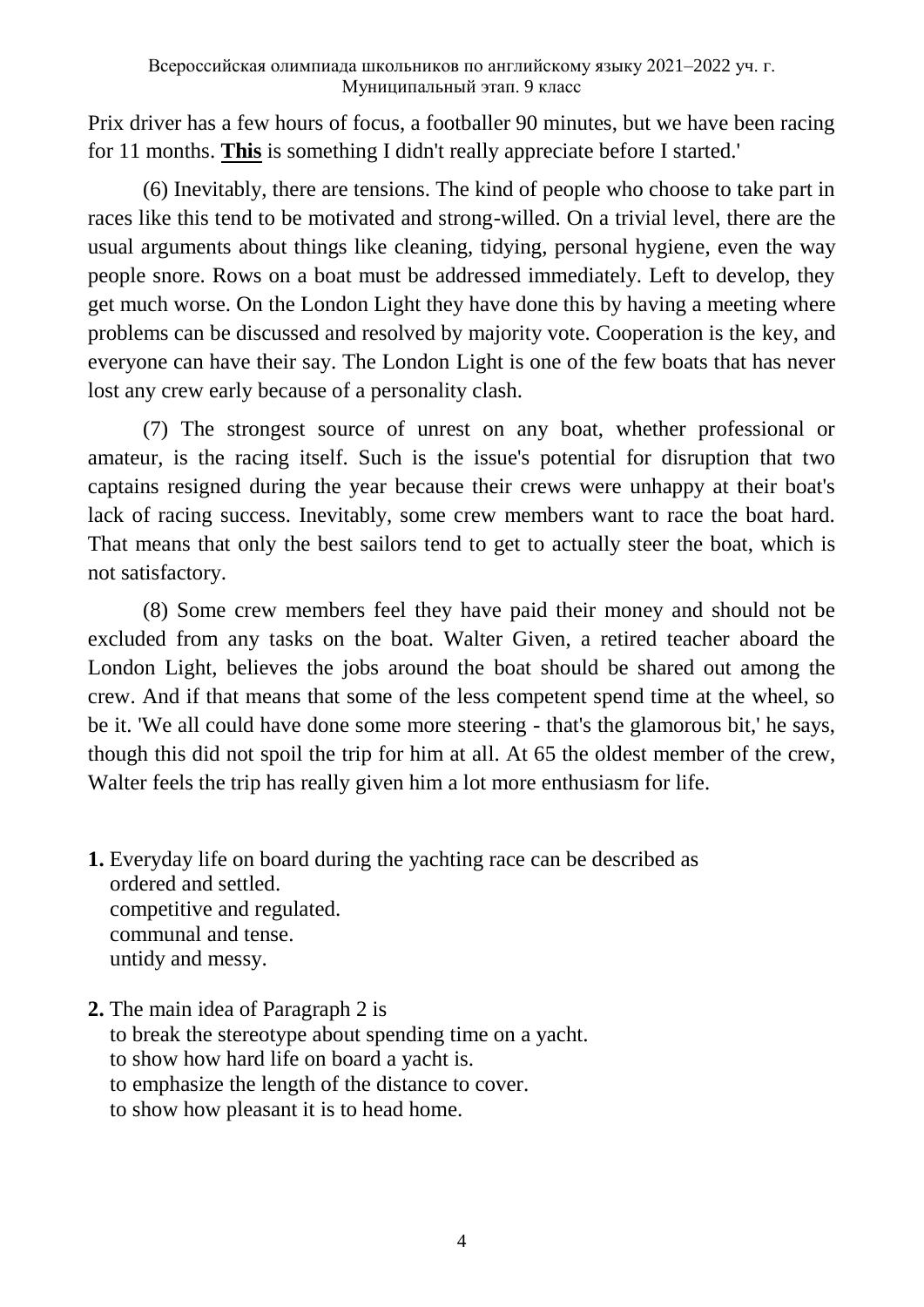Prix driver has a few hours of focus, a footballer 90 minutes, but we have been racing for 11 months. **This** is something I didn't really appreciate before I started.'

(6) Inevitably, there are tensions. The kind of people who choose to take part in races like this tend to be motivated and strong-willed. On a trivial level, there are the usual arguments about things like cleaning, tidying, personal hygiene, even the way people snore. Rows on a boat must be addressed immediately. Left to develop, they get much worse. On the London Light they have done this by having a meeting where problems can be discussed and resolved by majority vote. Cooperation is the key, and everyone can have their say. The London Light is one of the few boats that has never lost any crew early because of a personality clash.

(7) The strongest source of unrest on any boat, whether professional or amateur, is the racing itself. Such is the issue's potential for disruption that two captains resigned during the year because their crews were unhappy at their boat's lack of racing success. Inevitably, some crew members want to race the boat hard. That means that only the best sailors tend to get to actually steer the boat, which is not satisfactory.

(8) Some crew members feel they have paid their money and should not be excluded from any tasks on the boat. Walter Given, a retired teacher aboard the London Light, believes the jobs around the boat should be shared out among the crew. And if that means that some of the less competent spend time at the wheel, so be it. 'We all could have done some more steering - that's the glamorous bit,' he says, though this did not spoil the trip for him at all. At 65 the oldest member of the crew, Walter feels the trip has really given him a lot more enthusiasm for life.

**1.** Everyday life on board during the yachting race can be described as
ordered and settled.
competitive and regulated.
communal and tense.
untidy and messy.

**2.** The main idea of Paragraph 2 is
to break the stereotype about spending time on a yacht.
to show how hard life on board a yacht is.
to emphasize the length of the distance to cover.
to show how pleasant it is to head home.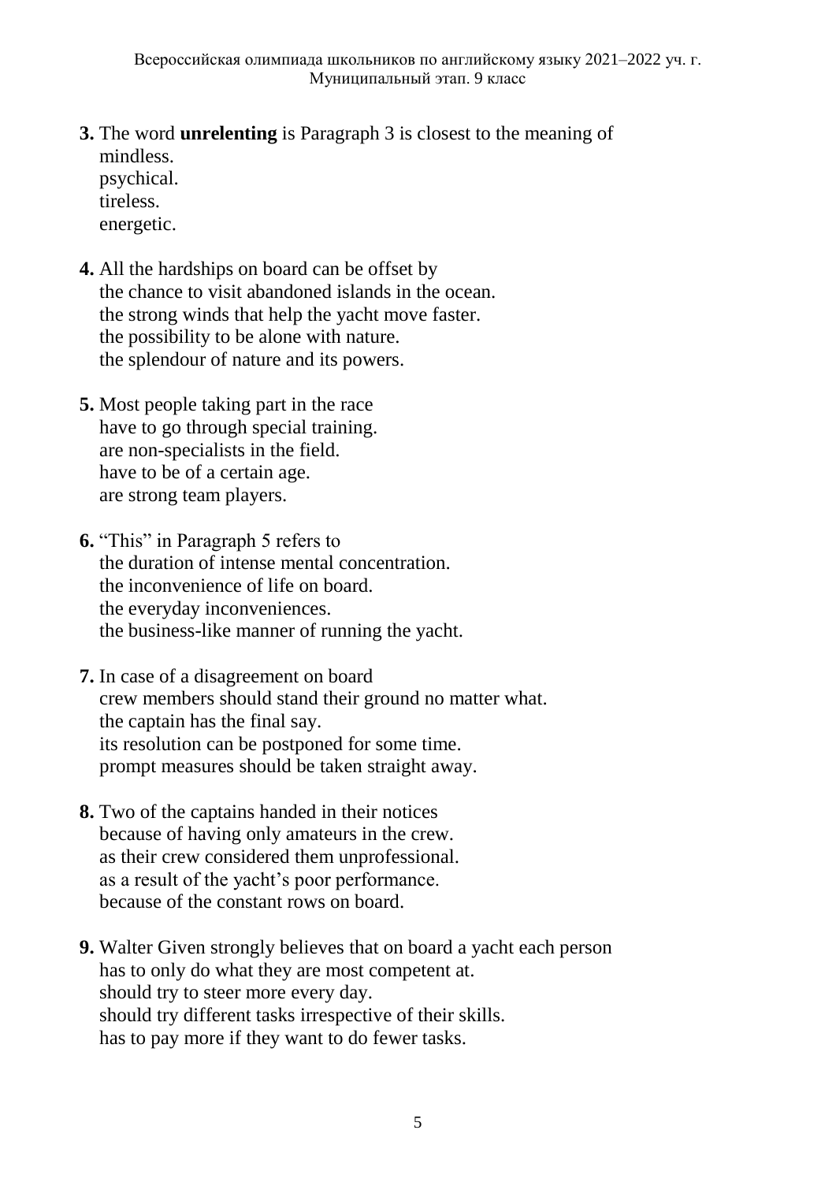**3.** The word **unrelenting** is Paragraph 3 is closest to the meaning of
mindless.
psychical.
tireless.
energetic.

**4.** All the hardships on board can be offset by
the chance to visit abandoned islands in the ocean.
the strong winds that help the yacht move faster.
the possibility to be alone with nature.
the splendour of nature and its powers.

**5.** Most people taking part in the race
have to go through special training.
are non-specialists in the field.
have to be of a certain age.
are strong team players.

**6.** "This" in Paragraph 5 refers to
the duration of intense mental concentration.
the inconvenience of life on board.
the everyday inconveniences.
the business-like manner of running the yacht.

**7.** In case of a disagreement on board
crew members should stand their ground no matter what.
the captain has the final say.
its resolution can be postponed for some time.
prompt measures should be taken straight away.

**8.** Two of the captains handed in their notices
because of having only amateurs in the crew.
as their crew considered them unprofessional.
as a result of the yacht's poor performance.
because of the constant rows on board.

**9.** Walter Given strongly believes that on board a yacht each person
has to only do what they are most competent at.
should try to steer more every day.
should try different tasks irrespective of their skills.
has to pay more if they want to do fewer tasks.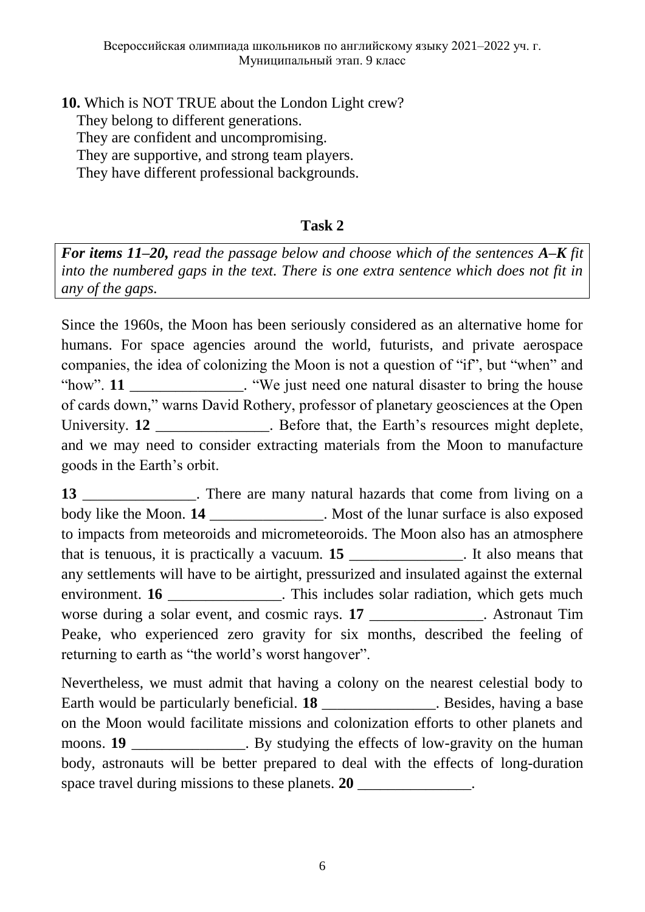**10.** Which is NOT TRUE about the London Light crew?
They belong to different generations.
They are confident and uncompromising.
They are supportive, and strong team players.
They have different professional backgrounds.

## Task 2

***For items 11–20,** read the passage below and choose which of the sentences **A–K** fit into the numbered gaps in the text. There is one extra sentence which does not fit in any of the gaps.*

Since the 1960s, the Moon has been seriously considered as an alternative home for humans. For space agencies around the world, futurists, and private aerospace companies, the idea of colonizing the Moon is not a question of "if", but "when" and "how". **11** _______________. "We just need one natural disaster to bring the house of cards down," warns David Rothery, professor of planetary geosciences at the Open University. **12** _______________. Before that, the Earth's resources might deplete, and we may need to consider extracting materials from the Moon to manufacture goods in the Earth's orbit.

**13** _______________. There are many natural hazards that come from living on a body like the Moon. **14** _______________. Most of the lunar surface is also exposed to impacts from meteoroids and micrometeoroids. The Moon also has an atmosphere that is tenuous, it is practically a vacuum. **15** _______________. It also means that any settlements will have to be airtight, pressurized and insulated against the external environment. **16** _______________. This includes solar radiation, which gets much worse during a solar event, and cosmic rays. **17** _______________. Astronaut Tim Peake, who experienced zero gravity for six months, described the feeling of returning to earth as "the world's worst hangover".

Nevertheless, we must admit that having a colony on the nearest celestial body to Earth would be particularly beneficial. **18** _______________. Besides, having a base on the Moon would facilitate missions and colonization efforts to other planets and moons. **19** _______________. By studying the effects of low-gravity on the human body, astronauts will be better prepared to deal with the effects of long-duration space travel during missions to these planets. **20** _______________.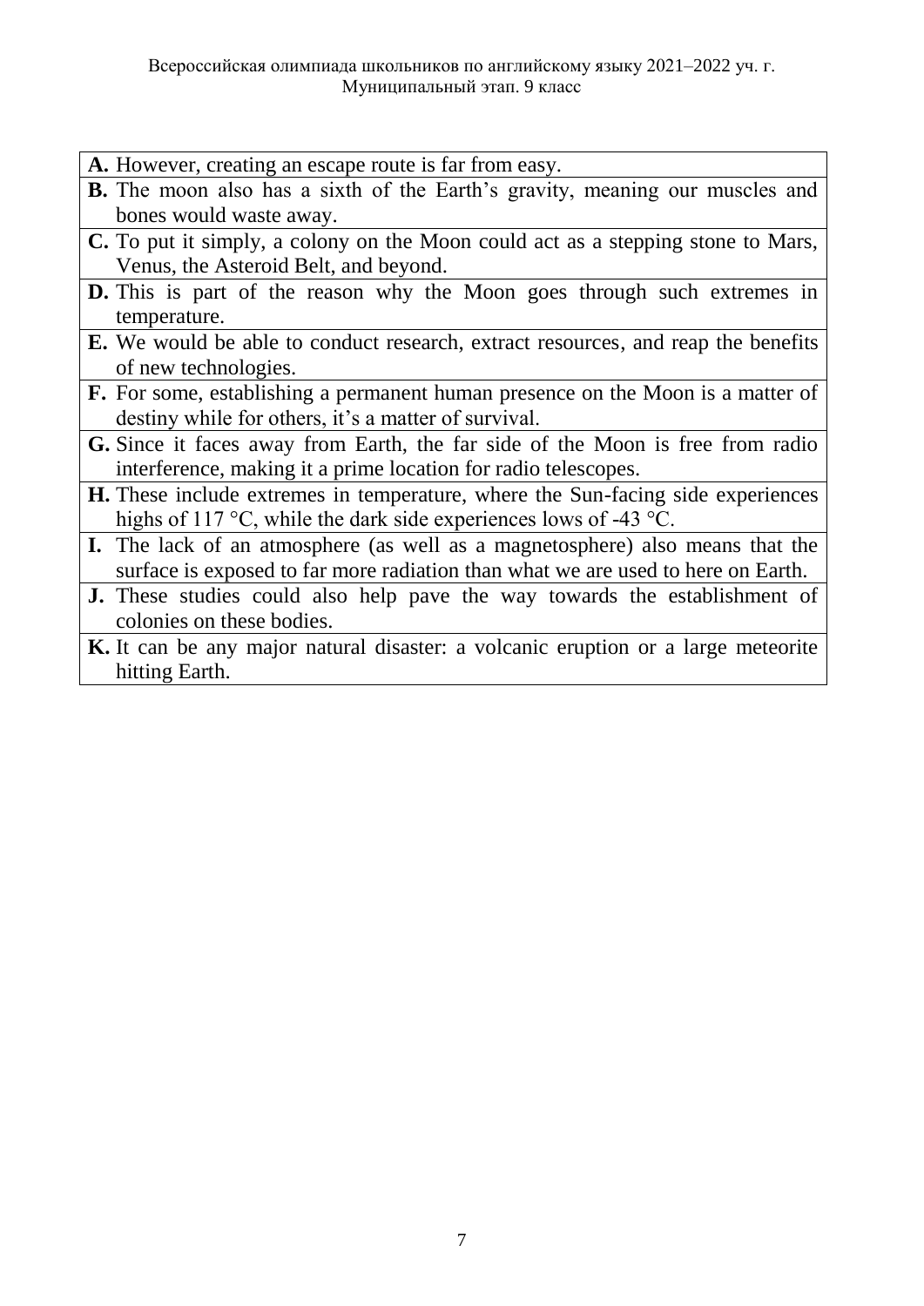| |
|---|
| **A.** However, creating an escape route is far from easy. |
| **B.** The moon also has a sixth of the Earth's gravity, meaning our muscles and bones would waste away. |
| **C.** To put it simply, a colony on the Moon could act as a stepping stone to Mars, Venus, the Asteroid Belt, and beyond. |
| **D.** This is part of the reason why the Moon goes through such extremes in temperature. |
| **E.** We would be able to conduct research, extract resources, and reap the benefits of new technologies. |
| **F.** For some, establishing a permanent human presence on the Moon is a matter of destiny while for others, it's a matter of survival. |
| **G.** Since it faces away from Earth, the far side of the Moon is free from radio interference, making it a prime location for radio telescopes. |
| **H.** These include extremes in temperature, where the Sun-facing side experiences highs of 117 °C, while the dark side experiences lows of -43 °C. |
| **I.** The lack of an atmosphere (as well as a magnetosphere) also means that the surface is exposed to far more radiation than what we are used to here on Earth. |
| **J.** These studies could also help pave the way towards the establishment of colonies on these bodies. |
| **K.** It can be any major natural disaster: a volcanic eruption or a large meteorite hitting Earth. |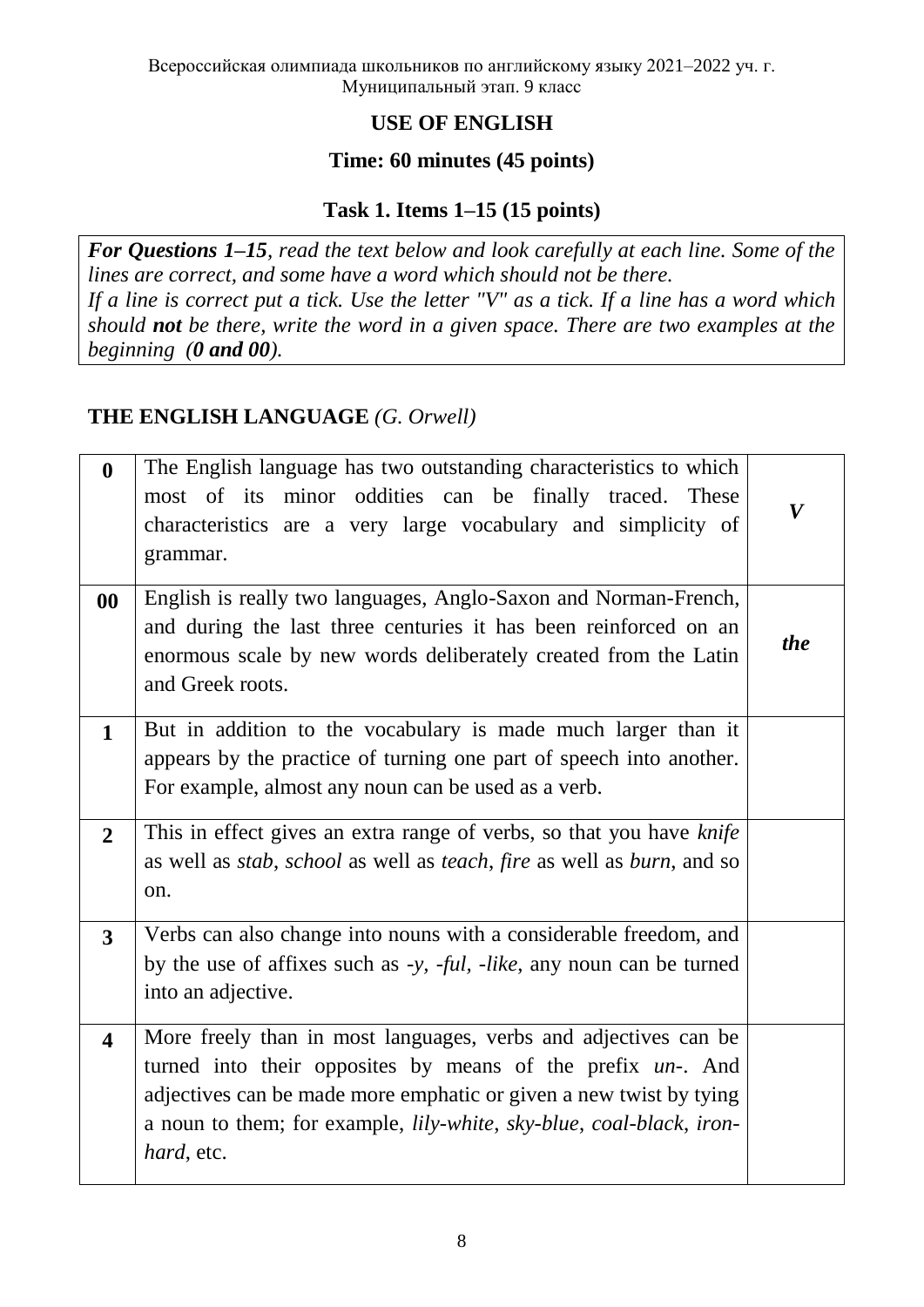Всероссийская олимпиада школьников по английскому языку 2021–2022 уч. г.
Муниципальный этап. 9 класс

## USE OF ENGLISH

### Time: 60 minutes (45 points)

### Task 1. Items 1–15 (15 points)

***For Questions 1–15****, read the text below and look carefully at each line. Some of the lines are correct, and some have a word which should not be there.*
*If a line is correct put a tick. Use the letter "V" as a tick. If a line has a word which should* ***not*** *be there, write the word in a given space. There are two examples at the beginning* ***(0 and 00)****.*

**THE ENGLISH LANGUAGE** *(G. Orwell)*

| | | |
|---|---|---|
| **0** | The English language has two outstanding characteristics to which most of its minor oddities can be finally traced. These characteristics are a very large vocabulary and simplicity of grammar. | ***V*** |
| **00** | English is really two languages, Anglo-Saxon and Norman-French, and during the last three centuries it has been reinforced on an enormous scale by new words deliberately created from the Latin and Greek roots. | ***the*** |
| **1** | But in addition to the vocabulary is made much larger than it appears by the practice of turning one part of speech into another. For example, almost any noun can be used as a verb. | |
| **2** | This in effect gives an extra range of verbs, so that you have *knife* as well as *stab*, *school* as well as *teach*, *fire* as well as *burn*, and so on. | |
| **3** | Verbs can also change into nouns with a considerable freedom, and by the use of affixes such as *-y*, *-ful*, *-like*, any noun can be turned into an adjective. | |
| **4** | More freely than in most languages, verbs and adjectives can be turned into their opposites by means of the prefix *un-*. And adjectives can be made more emphatic or given a new twist by tying a noun to them; for example, *lily-white*, *sky-blue*, *coal-black*, *iron-hard*, etc. | |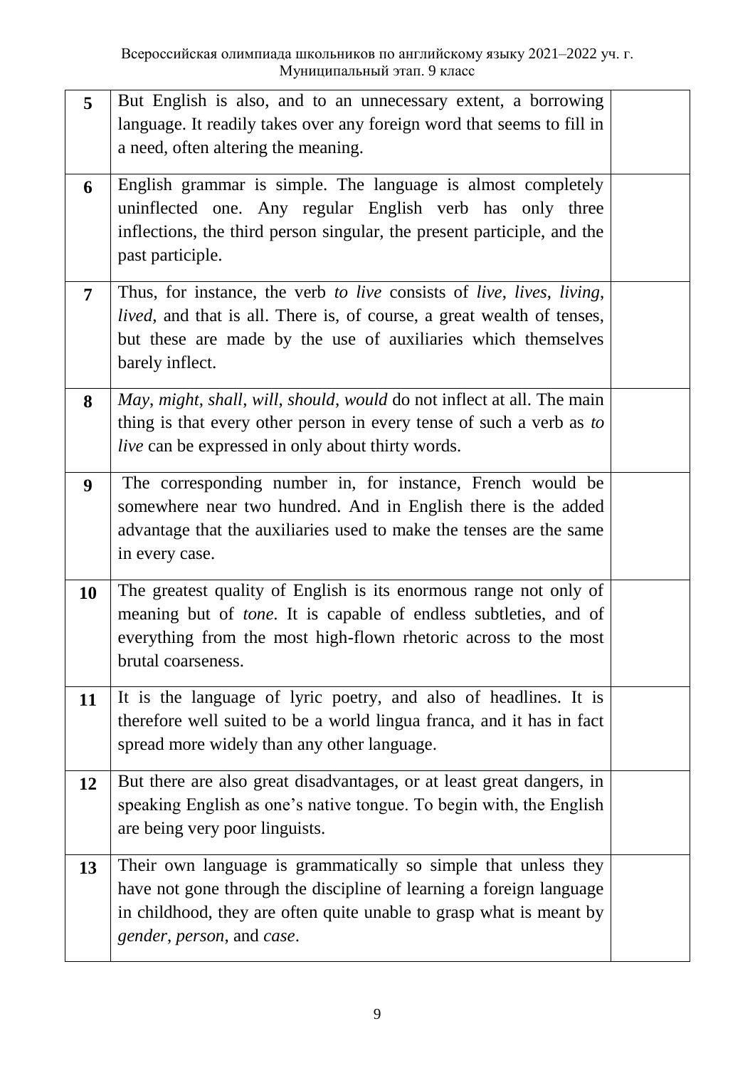| | | |
|---|---|---|
| **5** | But English is also, and to an unnecessary extent, a borrowing language. It readily takes over any foreign word that seems to fill in a need, often altering the meaning. | |
| **6** | English grammar is simple. The language is almost completely uninflected one. Any regular English verb has only three inflections, the third person singular, the present participle, and the past participle. | |
| **7** | Thus, for instance, the verb *to live* consists of *live*, *lives*, *living*, *lived*, and that is all. There is, of course, a great wealth of tenses, but these are made by the use of auxiliaries which themselves barely inflect. | |
| **8** | *May*, *might*, *shall*, *will*, *should*, *would* do not inflect at all. The main thing is that every other person in every tense of such a verb as *to live* can be expressed in only about thirty words. | |
| **9** | The corresponding number in, for instance, French would be somewhere near two hundred. And in English there is the added advantage that the auxiliaries used to make the tenses are the same in every case. | |
| **10** | The greatest quality of English is its enormous range not only of meaning but of *tone*. It is capable of endless subtleties, and of everything from the most high-flown rhetoric across to the most brutal coarseness. | |
| **11** | It is the language of lyric poetry, and also of headlines. It is therefore well suited to be a world lingua franca, and it has in fact spread more widely than any other language. | |
| **12** | But there are also great disadvantages, or at least great dangers, in speaking English as one's native tongue. To begin with, the English are being very poor linguists. | |
| **13** | Their own language is grammatically so simple that unless they have not gone through the discipline of learning a foreign language in childhood, they are often quite unable to grasp what is meant by *gender*, *person*, and *case*. | |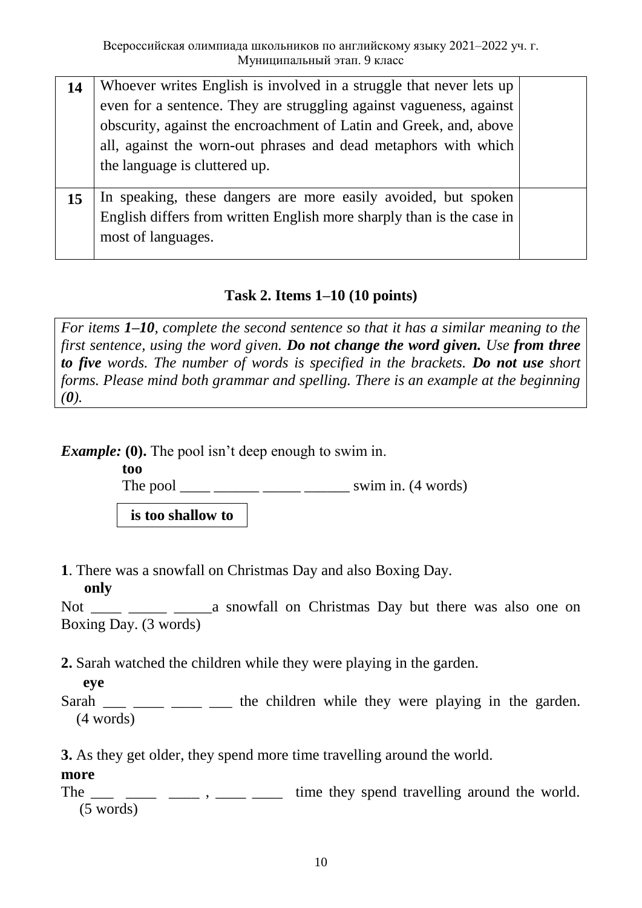| 14 | Whoever writes English is involved in a struggle that never lets up even for a sentence. They are struggling against vagueness, against obscurity, against the encroachment of Latin and Greek, and, above all, against the worn-out phrases and dead metaphors with which the language is cluttered up. | |
|---|---|---|
| 15 | In speaking, these dangers are more easily avoided, but spoken English differs from written English more sharply than is the case in most of languages. | |

### Task 2. Items 1–10 (10 points)

*For items **1–10**, complete the second sentence so that it has a similar meaning to the first sentence, using the word given. **Do not change the word given.** Use **from three to five** words. The number of words is specified in the brackets. **Do not use** short forms. Please mind both grammar and spelling. There is an example at the beginning **(0)**.*

***Example:*** **(0).** The pool isn't deep enough to swim in.

**too**

The pool ____ ______ _____ ______ swim in. (4 words)

**is too shallow to**

**1**. There was a snowfall on Christmas Day and also Boxing Day.

**only**

Not ____ _____ _____a snowfall on Christmas Day but there was also one on Boxing Day. (3 words)

**2.** Sarah watched the children while they were playing in the garden.

**eye**

Sarah ___ ____ ____ ___ the children while they were playing in the garden. (4 words)

**3.** As they get older, they spend more time travelling around the world.

**more**

The ___ ____ ____ , ____ ____ time they spend travelling around the world. (5 words)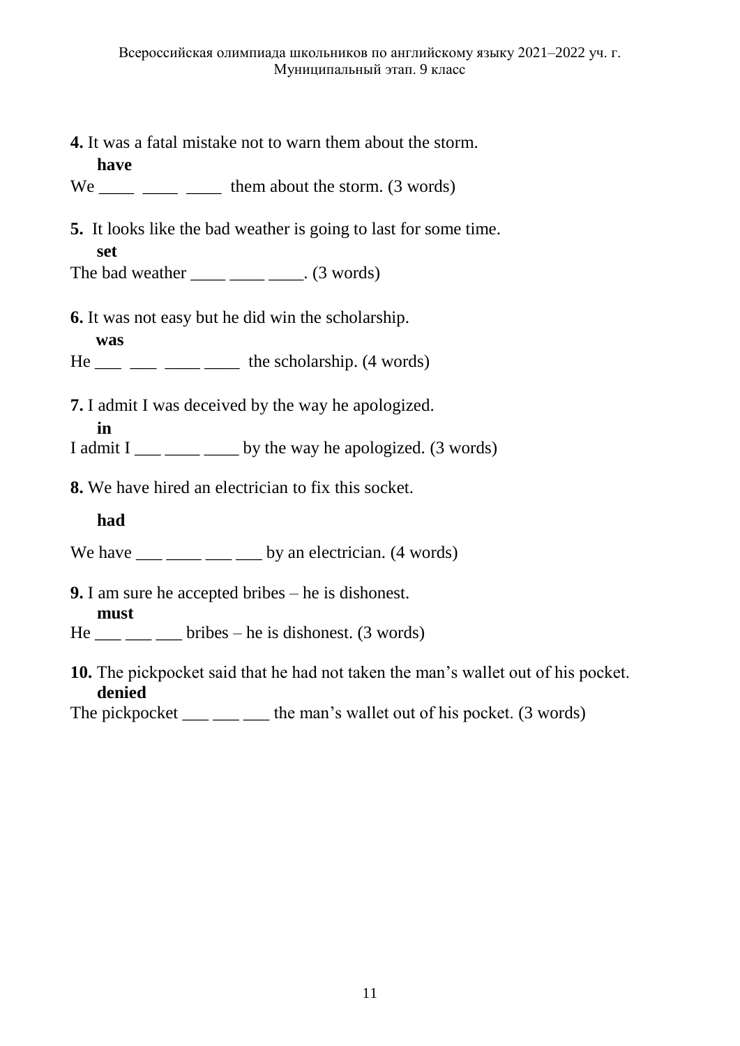**4.** It was a fatal mistake not to warn them about the storm.

**have**

We ____ ____ ____ them about the storm. (3 words)

**5.** It looks like the bad weather is going to last for some time.

**set**

The bad weather ____ ____ ____. (3 words)

**6.** It was not easy but he did win the scholarship.

**was**

He ___ ___ ____ ____ the scholarship. (4 words)

**7.** I admit I was deceived by the way he apologized.

**in**

I admit I ___ ____ ____ by the way he apologized. (3 words)

**8.** We have hired an electrician to fix this socket.

**had**

We have ___ ____ ___ ___ by an electrician. (4 words)

**9.** I am sure he accepted bribes – he is dishonest.

**must**

He ___ ___ ___ bribes – he is dishonest. (3 words)

**10.** The pickpocket said that he had not taken the man's wallet out of his pocket.

**denied**

The pickpocket ___ ___ ___ the man's wallet out of his pocket. (3 words)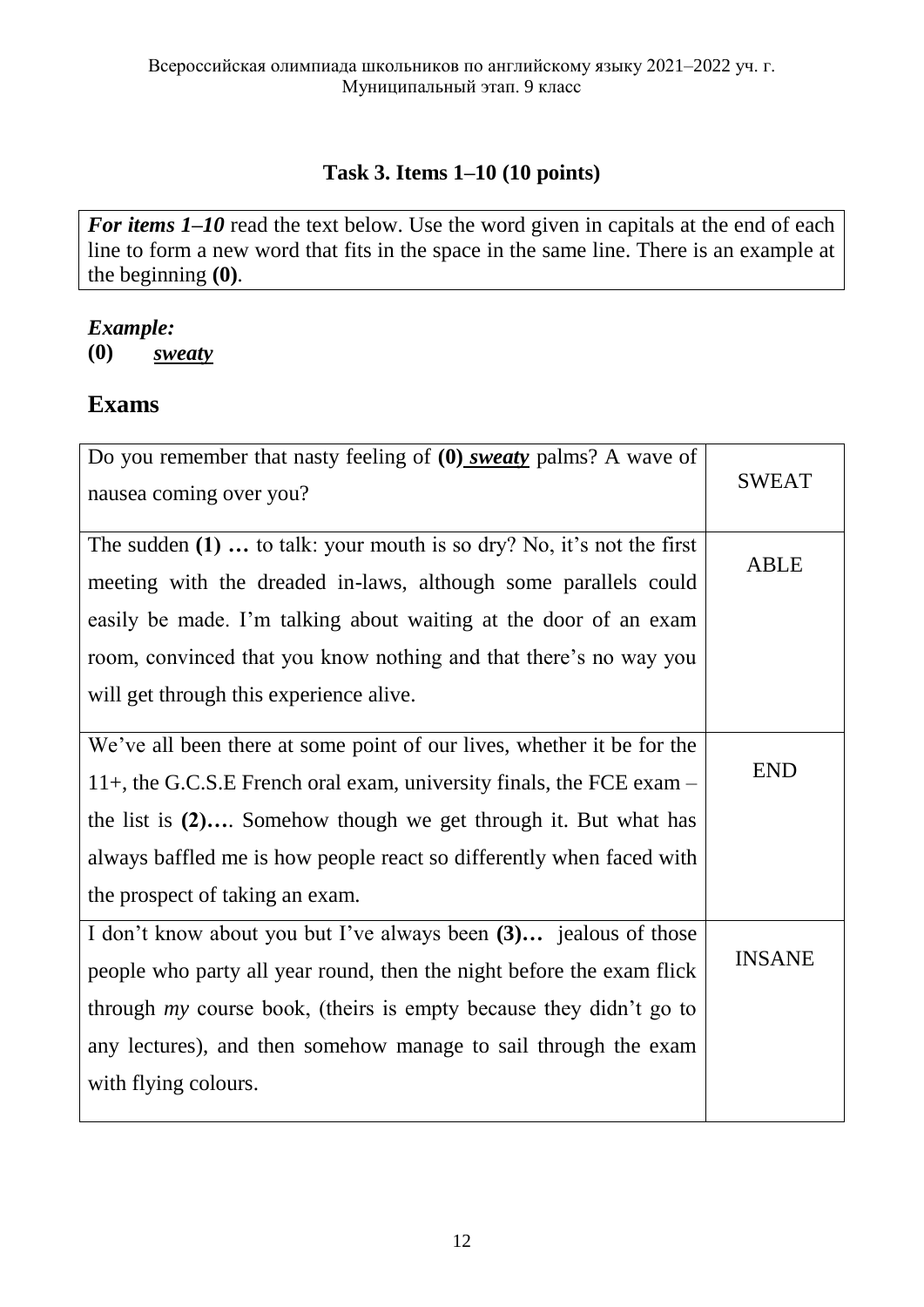## Task 3. Items 1–10 (10 points)

***For items 1–10*** read the text below. Use the word given in capitals at the end of each line to form a new word that fits in the space in the same line. There is an example at the beginning **(0)**.

***Example:***
**(0)** ***sweaty***

## Exams

| | |
|---|---|
| Do you remember that nasty feeling of **(0)** ***sweaty*** palms? A wave of nausea coming over you? | SWEAT |
| The sudden **(1) …** to talk: your mouth is so dry? No, it's not the first meeting with the dreaded in-laws, although some parallels could easily be made. I'm talking about waiting at the door of an exam room, convinced that you know nothing and that there's no way you will get through this experience alive. | ABLE |
| We've all been there at some point of our lives, whether it be for the 11+, the G.C.S.E French oral exam, university finals, the FCE exam – the list is **(2)…**. Somehow though we get through it. But what has always baffled me is how people react so differently when faced with the prospect of taking an exam. | END |
| I don't know about you but I've always been **(3)…** jealous of those people who party all year round, then the night before the exam flick through *my* course book, (theirs is empty because they didn't go to any lectures), and then somehow manage to sail through the exam with flying colours. | INSANE |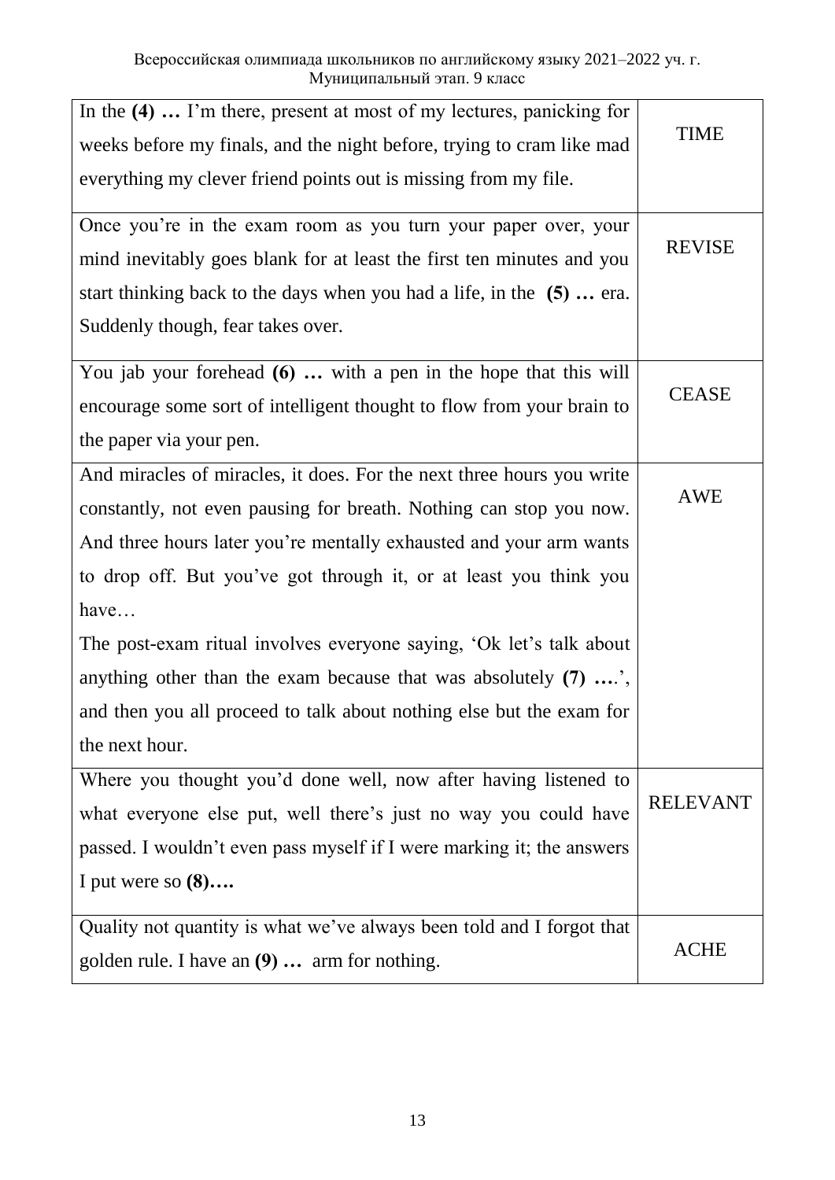| | |
|---|---|
| In the **(4) …** I'm there, present at most of my lectures, panicking for weeks before my finals, and the night before, trying to cram like mad everything my clever friend points out is missing from my file. | TIME |
| Once you're in the exam room as you turn your paper over, your mind inevitably goes blank for at least the first ten minutes and you start thinking back to the days when you had a life, in the **(5) …** era. Suddenly though, fear takes over. | REVISE |
| You jab your forehead **(6) …** with a pen in the hope that this will encourage some sort of intelligent thought to flow from your brain to the paper via your pen. | CEASE |
| And miracles of miracles, it does. For the next three hours you write constantly, not even pausing for breath. Nothing can stop you now. And three hours later you're mentally exhausted and your arm wants to drop off. But you've got through it, or at least you think you have… The post-exam ritual involves everyone saying, 'Ok let's talk about anything other than the exam because that was absolutely **(7) …**.', and then you all proceed to talk about nothing else but the exam for the next hour. | AWE |
| Where you thought you'd done well, now after having listened to what everyone else put, well there's just no way you could have passed. I wouldn't even pass myself if I were marking it; the answers I put were so **(8)….** | RELEVANT |
| Quality not quantity is what we've always been told and I forgot that golden rule. I have an **(9) …** arm for nothing. | ACHE |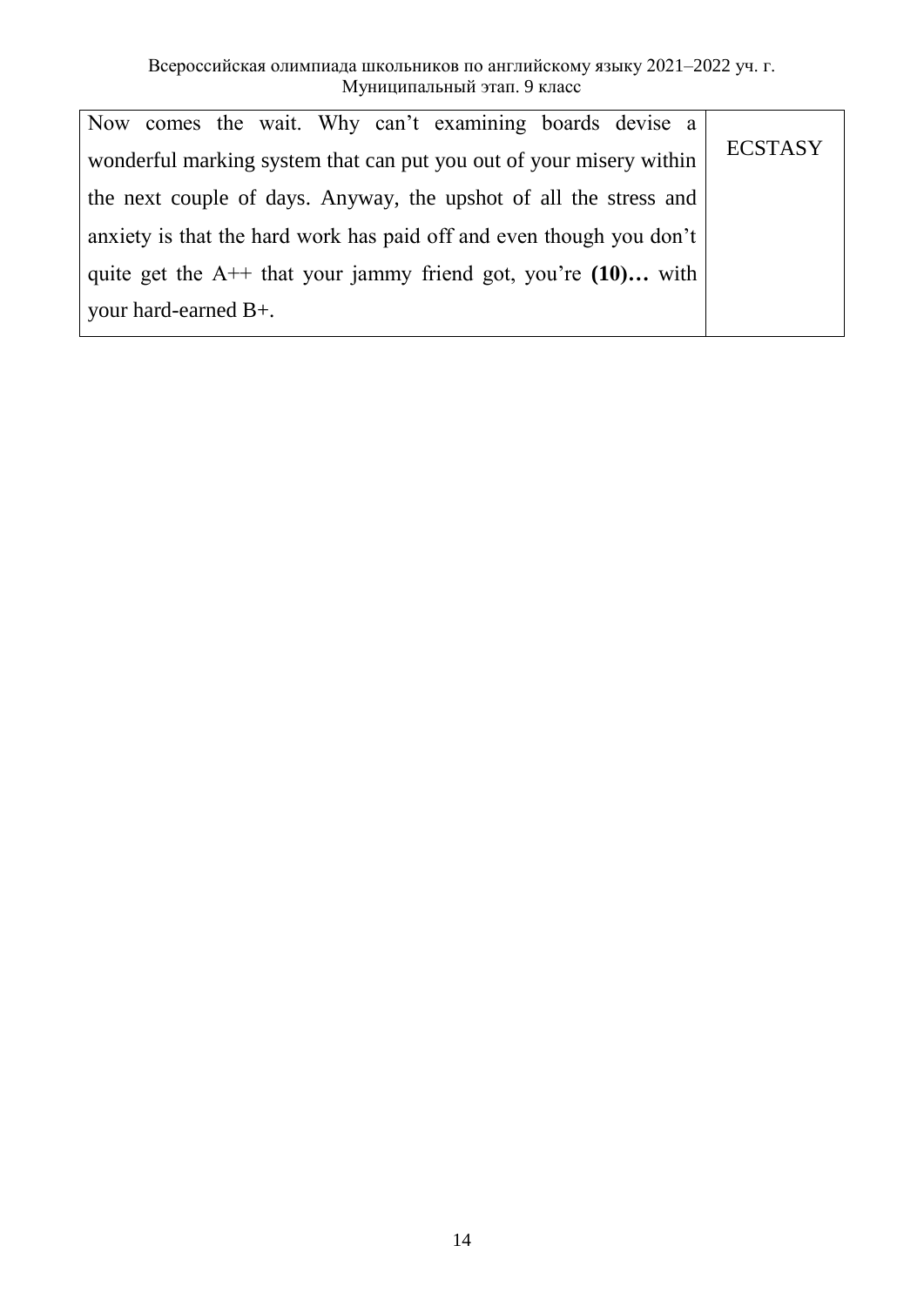| | |
|---|---|
| Now comes the wait. Why can’t examining boards devise a wonderful marking system that can put you out of your misery within the next couple of days. Anyway, the upshot of all the stress and anxiety is that the hard work has paid off and even though you don’t quite get the A++ that your jammy friend got, you’re **(10)…** with your hard-earned B+. | ECSTASY |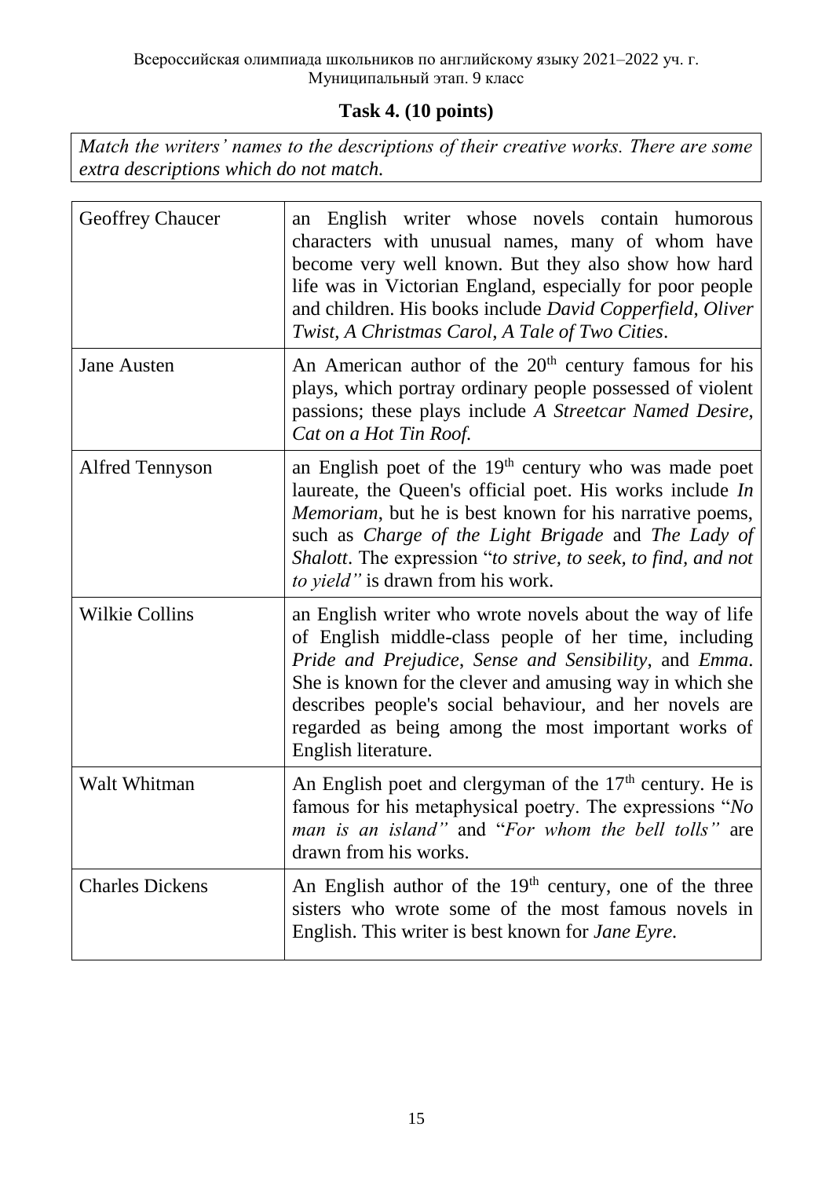### Task 4. (10 points)

*Match the writers' names to the descriptions of their creative works. There are some extra descriptions which do not match.*

| | |
|---|---|
| Geoffrey Chaucer | an English writer whose novels contain humorous characters with unusual names, many of whom have become very well known. But they also show how hard life was in Victorian England, especially for poor people and children. His books include *David Copperfield*, *Oliver Twist*, *A Christmas Carol*, *A Tale of Two Cities*. |
| Jane Austen | An American author of the 20$^{th}$ century famous for his plays, which portray ordinary people possessed of violent passions; these plays include *A Streetcar Named Desire*, *Cat on a Hot Tin Roof*. |
| Alfred Tennyson | an English poet of the 19$^{th}$ century who was made poet laureate, the Queen's official poet. His works include *In Memoriam*, but he is best known for his narrative poems, such as *Charge of the Light Brigade* and *The Lady of Shalott*. The expression "*to strive, to seek, to find, and not to yield"* is drawn from his work. |
| Wilkie Collins | an English writer who wrote novels about the way of life of English middle-class people of her time, including *Pride and Prejudice*, *Sense and Sensibility*, and *Emma*. She is known for the clever and amusing way in which she describes people's social behaviour, and her novels are regarded as being among the most important works of English literature. |
| Walt Whitman | An English poet and clergyman of the 17$^{th}$ century. He is famous for his metaphysical poetry. The expressions "*No man is an island"* and "*For whom the bell tolls"* are drawn from his works. |
| Charles Dickens | An English author of the 19$^{th}$ century, one of the three sisters who wrote some of the most famous novels in English. This writer is best known for *Jane Eyre.* |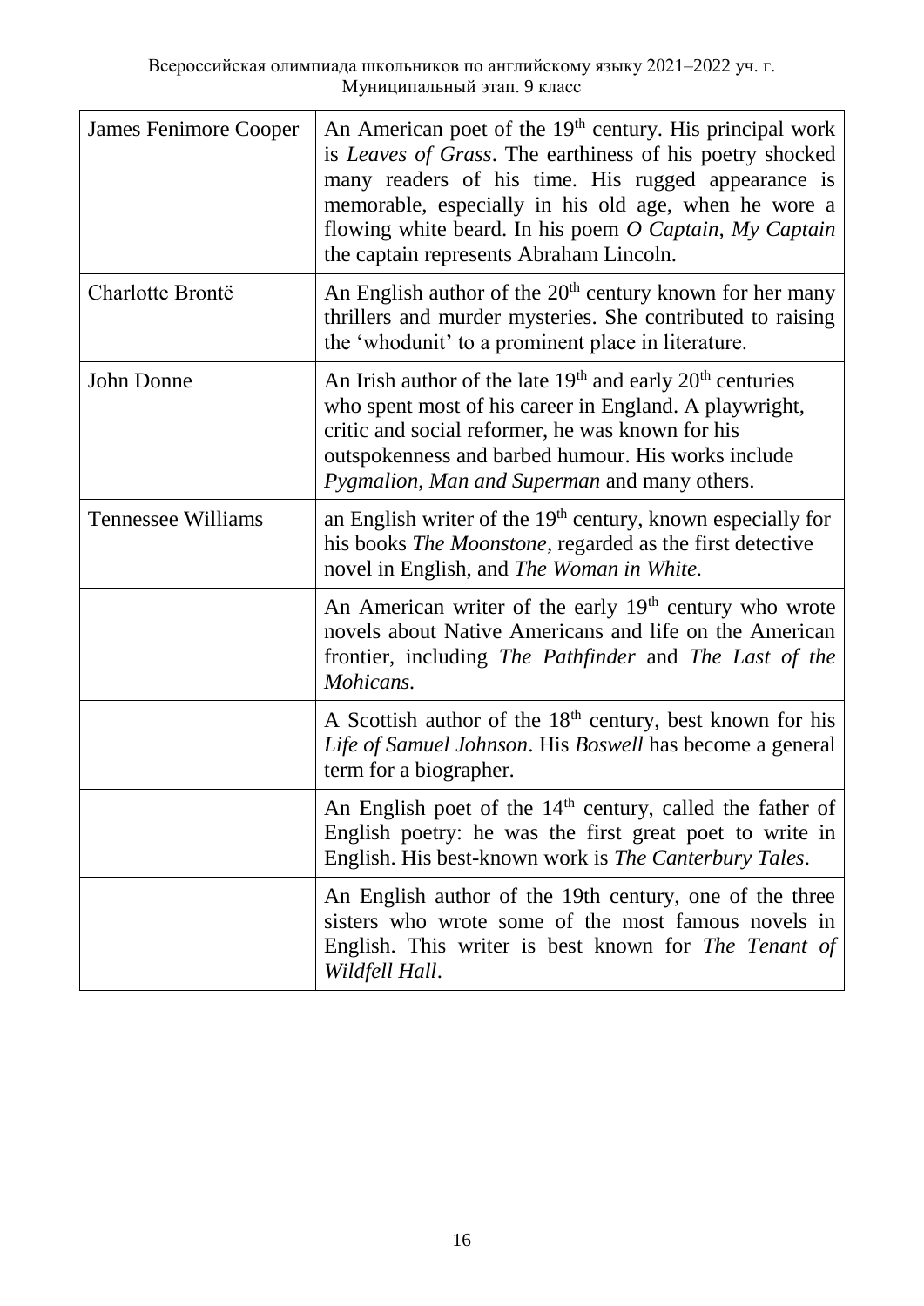| | |
|---|---|
| James Fenimore Cooper | An American poet of the 19th century. His principal work is *Leaves of Grass*. The earthiness of his poetry shocked many readers of his time. His rugged appearance is memorable, especially in his old age, when he wore a flowing white beard. In his poem *O Captain, My Captain* the captain represents Abraham Lincoln. |
| Charlotte Brontë | An English author of the 20th century known for her many thrillers and murder mysteries. She contributed to raising the 'whodunit' to a prominent place in literature. |
| John Donne | An Irish author of the late 19th and early 20th centuries who spent most of his career in England. A playwright, critic and social reformer, he was known for his outspokenness and barbed humour. His works include *Pygmalion*, *Man and Superman* and many others. |
| Tennessee Williams | an English writer of the 19th century, known especially for his books *The Moonstone*, regarded as the first detective novel in English, and *The Woman in White*. |
| | An American writer of the early 19th century who wrote novels about Native Americans and life on the American frontier, including *The Pathfinder* and *The Last of the Mohicans*. |
| | A Scottish author of the 18th century, best known for his *Life of Samuel Johnson*. His *Boswell* has become a general term for a biographer. |
| | An English poet of the 14th century, called the father of English poetry: he was the first great poet to write in English. His best-known work is *The Canterbury Tales*. |
| | An English author of the 19th century, one of the three sisters who wrote some of the most famous novels in English. This writer is best known for *The Tenant of Wildfell Hall*. |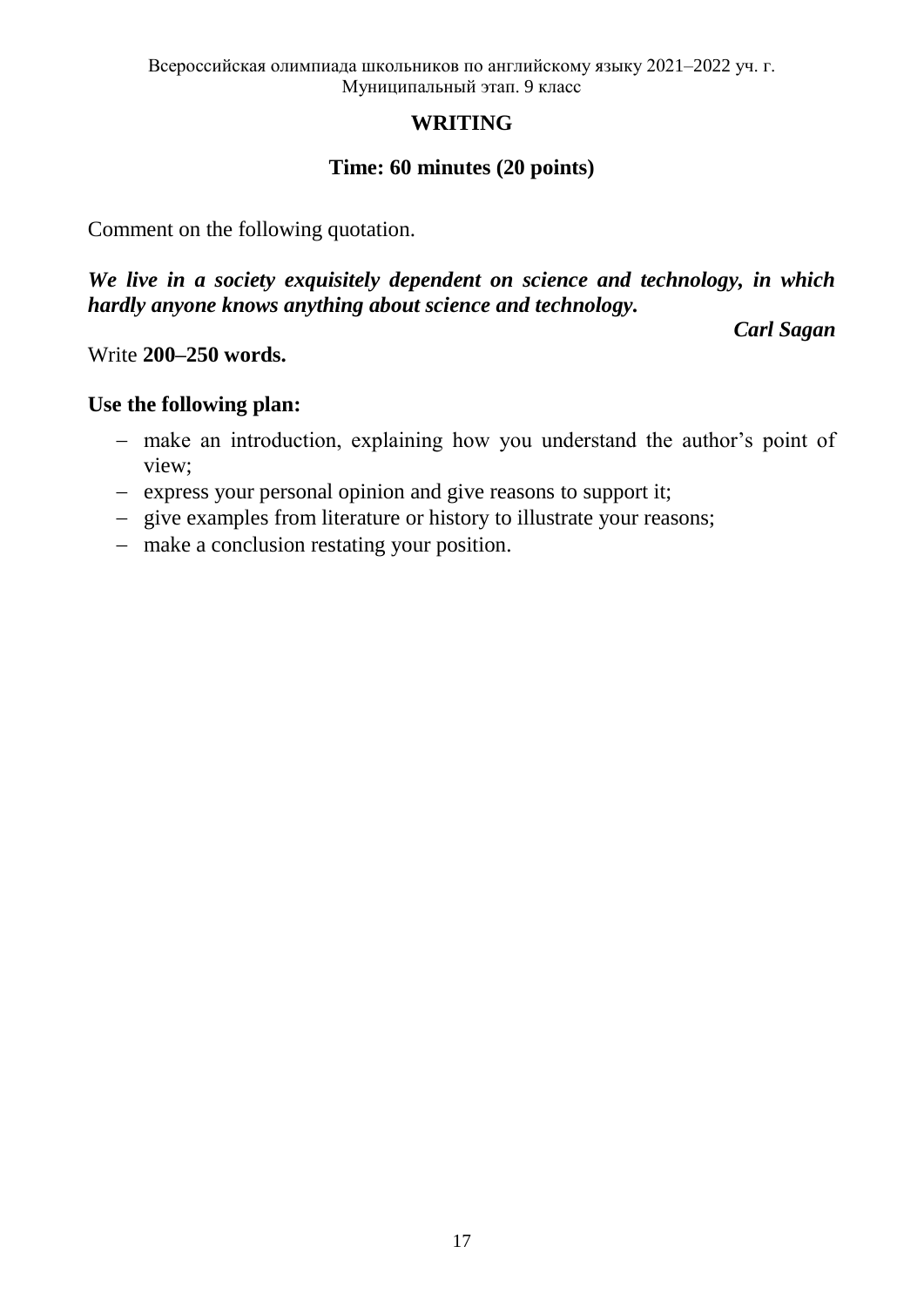## WRITING

### Time: 60 minutes (20 points)

Comment on the following quotation.

***We live in a society exquisitely dependent on science and technology, in which hardly anyone knows anything about science and technology.***

***Carl Sagan***

Write **200–250 words.**

**Use the following plan:**

- make an introduction, explaining how you understand the author’s point of view;
- express your personal opinion and give reasons to support it;
- give examples from literature or history to illustrate your reasons;
- make a conclusion restating your position.